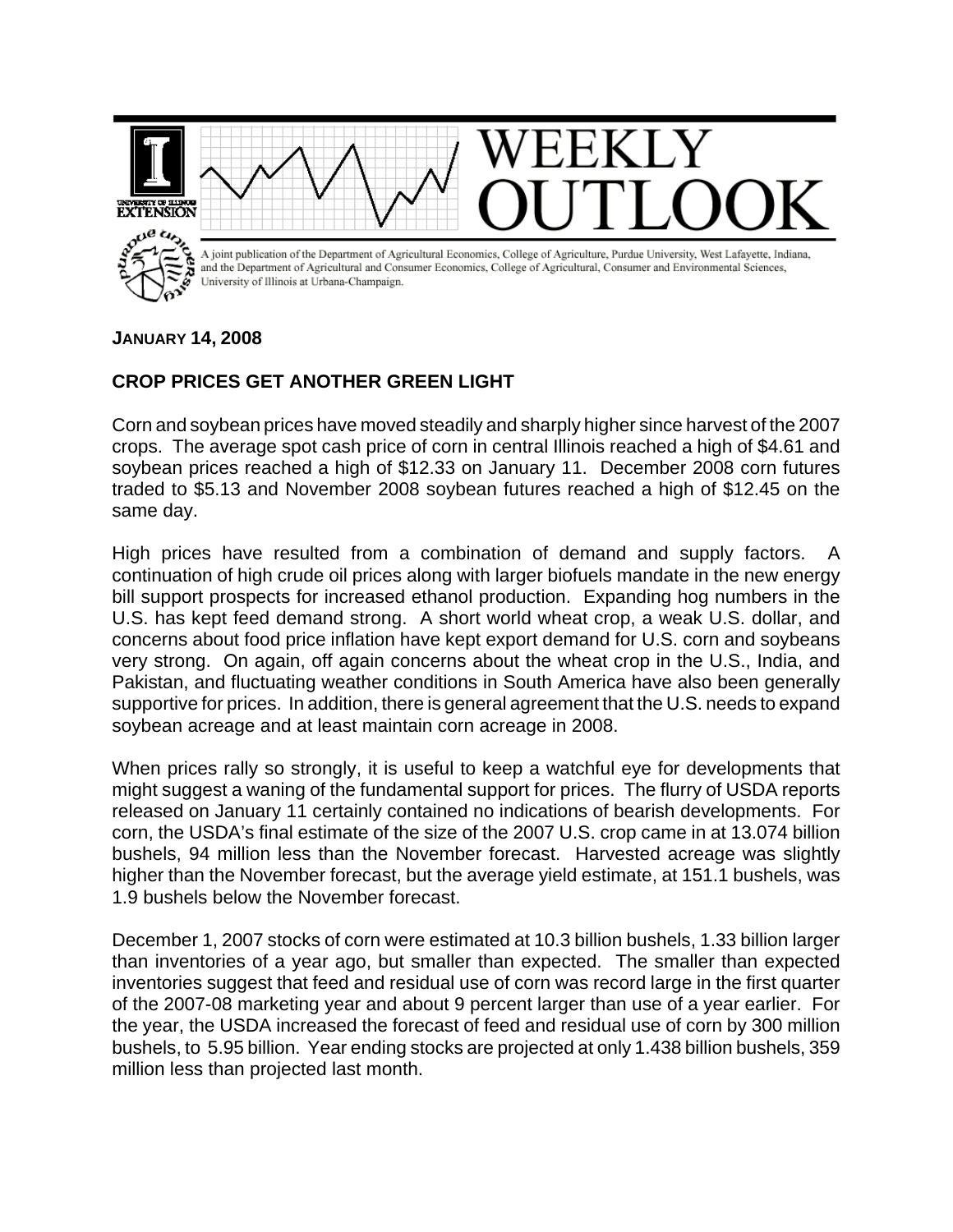# WEEKLY OUTLOOK

A joint publication of the Department of Agricultural Economics, College of Agriculture, Purdue University, West Lafayette, Indiana, and the Department of Agricultural and Consumer Economics, College of Agricultural, Consumer and Environmental Sciences, University of Illinois at Urbana-Champaign.

**JANUARY 14, 2008**

## CROP PRICES GET ANOTHER GREEN LIGHT

Corn and soybean prices have moved steadily and sharply higher since harvest of the 2007 crops. The average spot cash price of corn in central Illinois reached a high of $4.61 and soybean prices reached a high of $12.33 on January 11. December 2008 corn futures traded to $5.13 and November 2008 soybean futures reached a high of $12.45 on the same day.

High prices have resulted from a combination of demand and supply factors. A continuation of high crude oil prices along with larger biofuels mandate in the new energy bill support prospects for increased ethanol production. Expanding hog numbers in the U.S. has kept feed demand strong. A short world wheat crop, a weak U.S. dollar, and concerns about food price inflation have kept export demand for U.S. corn and soybeans very strong. On again, off again concerns about the wheat crop in the U.S., India, and Pakistan, and fluctuating weather conditions in South America have also been generally supportive for prices. In addition, there is general agreement that the U.S. needs to expand soybean acreage and at least maintain corn acreage in 2008.

When prices rally so strongly, it is useful to keep a watchful eye for developments that might suggest a waning of the fundamental support for prices. The flurry of USDA reports released on January 11 certainly contained no indications of bearish developments. For corn, the USDA's final estimate of the size of the 2007 U.S. crop came in at 13.074 billion bushels, 94 million less than the November forecast. Harvested acreage was slightly higher than the November forecast, but the average yield estimate, at 151.1 bushels, was 1.9 bushels below the November forecast.

December 1, 2007 stocks of corn were estimated at 10.3 billion bushels, 1.33 billion larger than inventories of a year ago, but smaller than expected. The smaller than expected inventories suggest that feed and residual use of corn was record large in the first quarter of the 2007-08 marketing year and about 9 percent larger than use of a year earlier. For the year, the USDA increased the forecast of feed and residual use of corn by 300 million bushels, to 5.95 billion. Year ending stocks are projected at only 1.438 billion bushels, 359 million less than projected last month.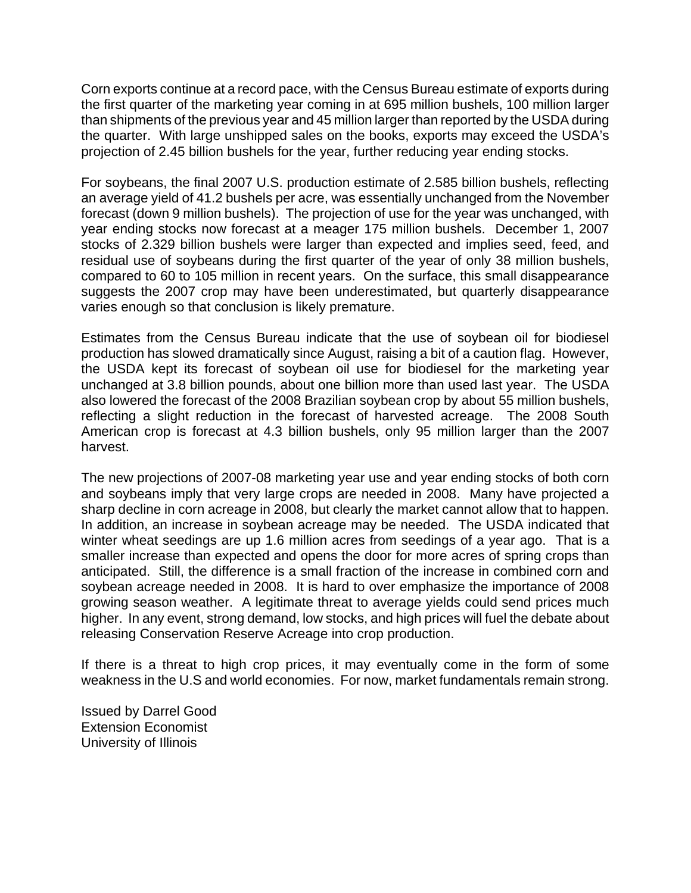Corn exports continue at a record pace, with the Census Bureau estimate of exports during the first quarter of the marketing year coming in at 695 million bushels, 100 million larger than shipments of the previous year and 45 million larger than reported by the USDA during the quarter. With large unshipped sales on the books, exports may exceed the USDA's projection of 2.45 billion bushels for the year, further reducing year ending stocks.

For soybeans, the final 2007 U.S. production estimate of 2.585 billion bushels, reflecting an average yield of 41.2 bushels per acre, was essentially unchanged from the November forecast (down 9 million bushels). The projection of use for the year was unchanged, with year ending stocks now forecast at a meager 175 million bushels. December 1, 2007 stocks of 2.329 billion bushels were larger than expected and implies seed, feed, and residual use of soybeans during the first quarter of the year of only 38 million bushels, compared to 60 to 105 million in recent years. On the surface, this small disappearance suggests the 2007 crop may have been underestimated, but quarterly disappearance varies enough so that conclusion is likely premature.

Estimates from the Census Bureau indicate that the use of soybean oil for biodiesel production has slowed dramatically since August, raising a bit of a caution flag. However, the USDA kept its forecast of soybean oil use for biodiesel for the marketing year unchanged at 3.8 billion pounds, about one billion more than used last year. The USDA also lowered the forecast of the 2008 Brazilian soybean crop by about 55 million bushels, reflecting a slight reduction in the forecast of harvested acreage. The 2008 South American crop is forecast at 4.3 billion bushels, only 95 million larger than the 2007 harvest.

The new projections of 2007-08 marketing year use and year ending stocks of both corn and soybeans imply that very large crops are needed in 2008. Many have projected a sharp decline in corn acreage in 2008, but clearly the market cannot allow that to happen. In addition, an increase in soybean acreage may be needed. The USDA indicated that winter wheat seedings are up 1.6 million acres from seedings of a year ago. That is a smaller increase than expected and opens the door for more acres of spring crops than anticipated. Still, the difference is a small fraction of the increase in combined corn and soybean acreage needed in 2008. It is hard to over emphasize the importance of 2008 growing season weather. A legitimate threat to average yields could send prices much higher. In any event, strong demand, low stocks, and high prices will fuel the debate about releasing Conservation Reserve Acreage into crop production.

If there is a threat to high crop prices, it may eventually come in the form of some weakness in the U.S and world economies. For now, market fundamentals remain strong.

Issued by Darrel Good
Extension Economist
University of Illinois